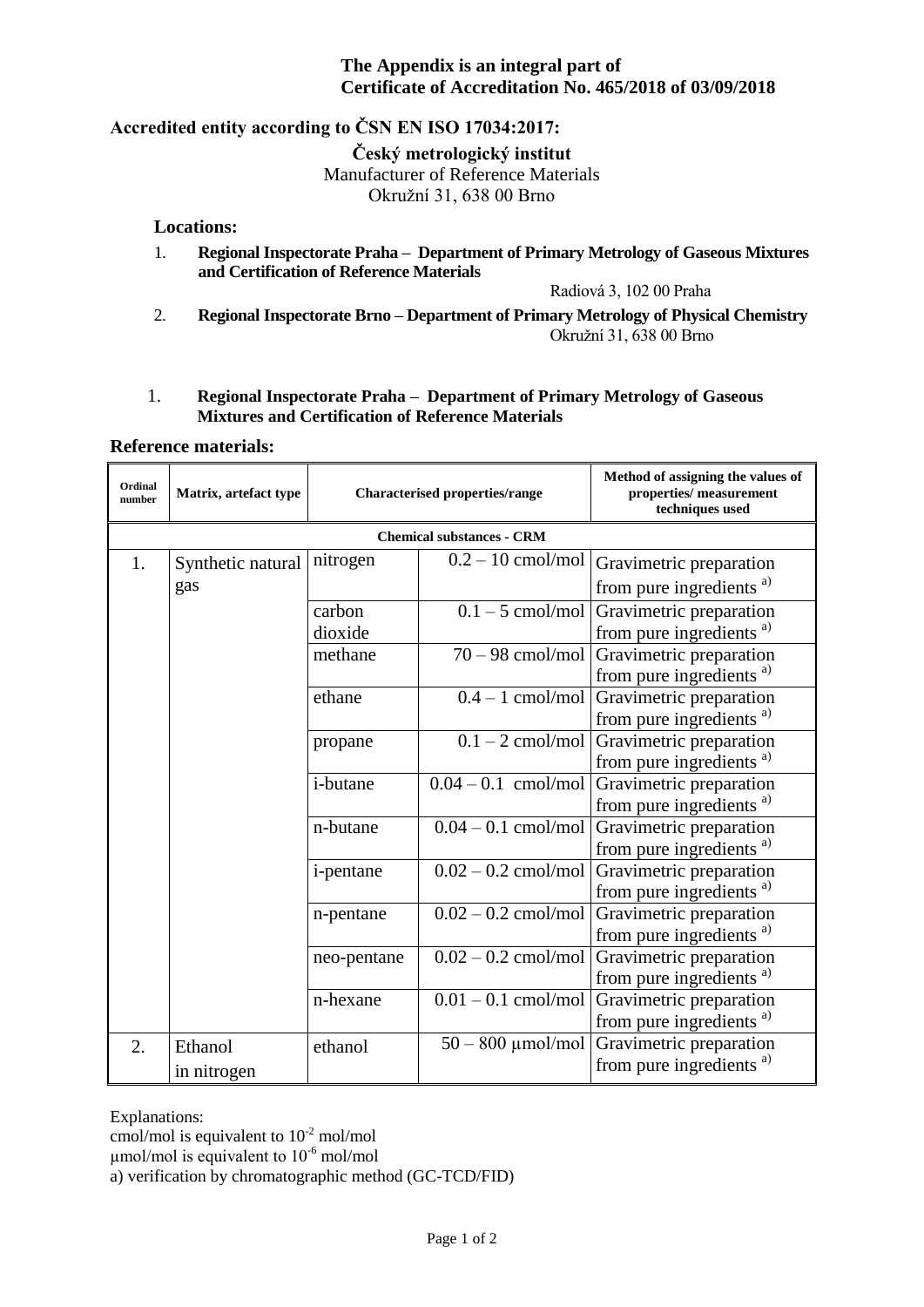**The Appendix is an integral part of**
**Certificate of Accreditation No. 465/2018 of 03/09/2018**

**Accredited entity according to ČSN EN ISO 17034:2017:**

**Český metrologický institut**
Manufacturer of Reference Materials
Okružní 31, 638 00 Brno

**Locations:**

1. **Regional Inspectorate Praha – Department of Primary Metrology of Gaseous Mixtures and Certification of Reference Materials**
   Radiová 3, 102 00 Praha
2. **Regional Inspectorate Brno – Department of Primary Metrology of Physical Chemistry**
   Okružní 31, 638 00 Brno

1. **Regional Inspectorate Praha – Department of Primary Metrology of Gaseous Mixtures and Certification of Reference Materials**

## Reference materials:

| Ordinal number | Matrix, artefact type | Characterised properties/range | | Method of assigning the values of properties/ measurement techniques used |
|---|---|---|---|---|
| **Chemical substances - CRM** | | | | |
| 1. | Synthetic natural gas | nitrogen | 0.2 – 10 cmol/mol | Gravimetric preparation from pure ingredients [a)] |
| | | carbon dioxide | 0.1 – 5 cmol/mol | Gravimetric preparation from pure ingredients [a)] |
| | | methane | 70 – 98 cmol/mol | Gravimetric preparation from pure ingredients [a)] |
| | | ethane | 0.4 – 1 cmol/mol | Gravimetric preparation from pure ingredients [a)] |
| | | propane | 0.1 – 2 cmol/mol | Gravimetric preparation from pure ingredients [a)] |
| | | i-butane | 0.04 – 0.1 cmol/mol | Gravimetric preparation from pure ingredients [a)] |
| | | n-butane | 0.04 – 0.1 cmol/mol | Gravimetric preparation from pure ingredients [a)] |
| | | i-pentane | 0.02 – 0.2 cmol/mol | Gravimetric preparation from pure ingredients [a)] |
| | | n-pentane | 0.02 – 0.2 cmol/mol | Gravimetric preparation from pure ingredients [a)] |
| | | neo-pentane | 0.02 – 0.2 cmol/mol | Gravimetric preparation from pure ingredients [a)] |
| | | n-hexane | 0.01 – 0.1 cmol/mol | Gravimetric preparation from pure ingredients [a)] |
| 2. | Ethanol in nitrogen | ethanol | 50 – 800 µmol/mol | Gravimetric preparation from pure ingredients [a)] |

Explanations:
cmol/mol is equivalent to $10^{-2}$ mol/mol
µmol/mol is equivalent to $10^{-6}$ mol/mol
a) verification by chromatographic method (GC-TCD/FID)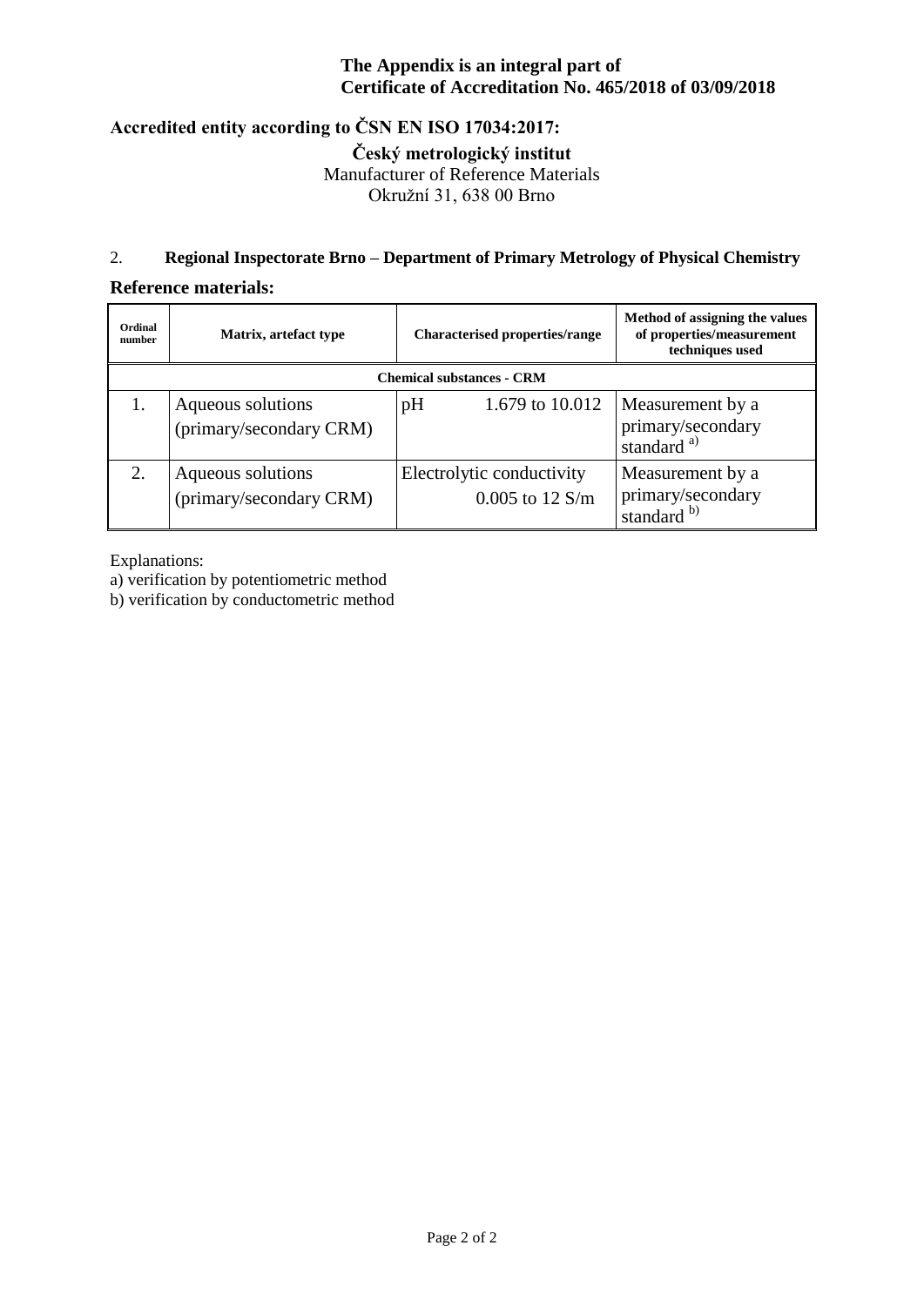**The Appendix is an integral part of Certificate of Accreditation No. 465/2018 of 03/09/2018**

**Accredited entity according to ČSN EN ISO 17034:2017:**

**Český metrologický institut**
Manufacturer of Reference Materials
Okružní 31, 638 00 Brno

2. **Regional Inspectorate Brno – Department of Primary Metrology of Physical Chemistry**

### Reference materials:

| Ordinal number | Matrix, artefact type | Characterised properties/range | Method of assigning the values of properties/measurement techniques used |
|---|---|---|---|
| **Chemical substances - CRM** | | | |
| 1. | Aqueous solutions (primary/secondary CRM) | pH 1.679 to 10.012 | Measurement by a primary/secondary standard [a)] |
| 2. | Aqueous solutions (primary/secondary CRM) | Electrolytic conductivity 0.005 to 12 S/m | Measurement by a primary/secondary standard [b)] |

Explanations:

a) verification by potentiometric method

b) verification by conductometric method